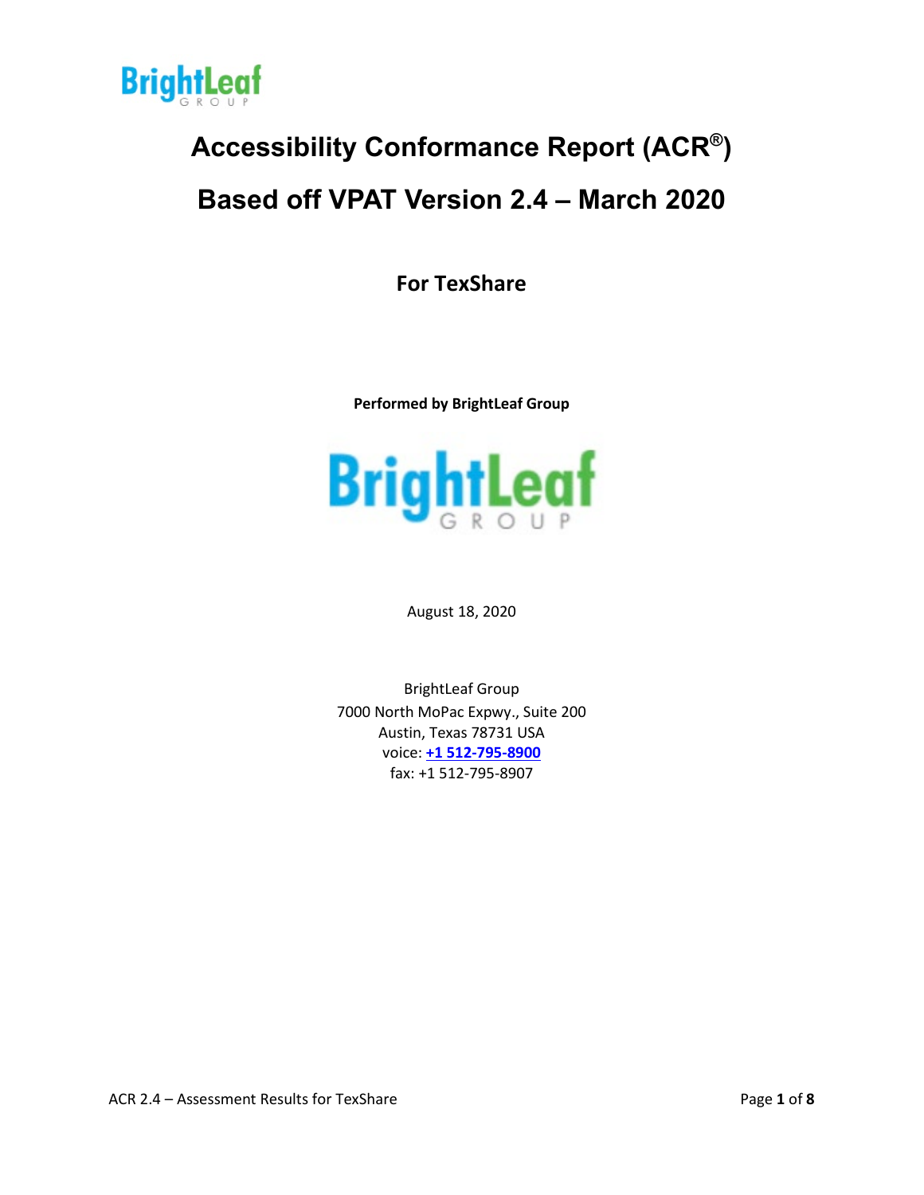# Accessibility Conformance Report (ACR®)

# Based off VPAT Version 2.4 – March 2020

## For TexShare

**Performed by BrightLeaf Group**

August 18, 2020

BrightLeaf Group
7000 North MoPac Expwy., Suite 200
Austin, Texas 78731 USA
voice: **+1 512-795-8900**
fax: +1 512-795-8907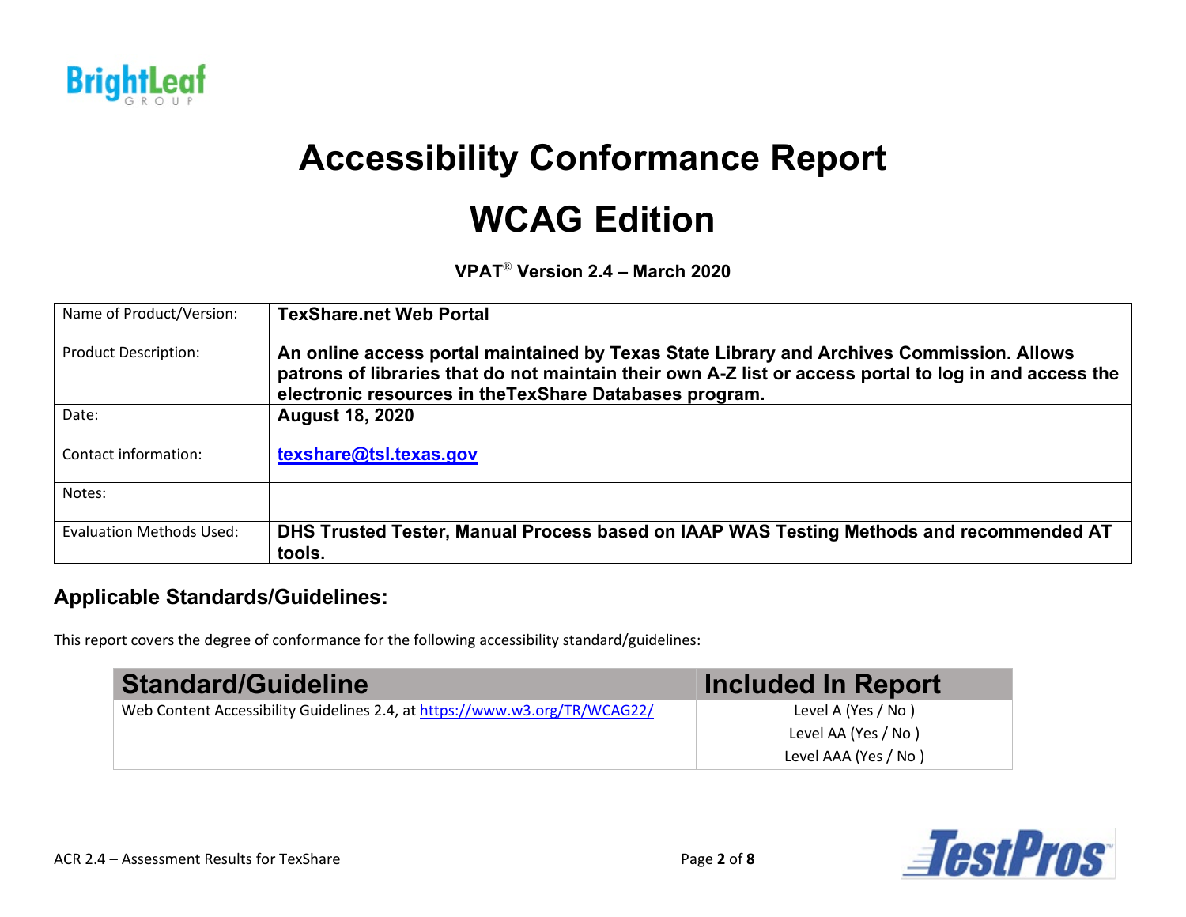# Accessibility Conformance Report

# WCAG Edition

**VPAT® Version 2.4 – March 2020**

| | |
|---|---|
| Name of Product/Version: | **TexShare.net Web Portal** |
| Product Description: | **An online access portal maintained by Texas State Library and Archives Commission. Allows patrons of libraries that do not maintain their own A-Z list or access portal to log in and access the electronic resources in theTexShare Databases program.** |
| Date: | **August 18, 2020** |
| Contact information: | **[texshare@tsl.texas.gov](mailto:texshare@tsl.texas.gov)** |
| Notes: | |
| Evaluation Methods Used: | **DHS Trusted Tester, Manual Process based on IAAP WAS Testing Methods and recommended AT tools.** |

## Applicable Standards/Guidelines:

This report covers the degree of conformance for the following accessibility standard/guidelines:

| Standard/Guideline | Included In Report |
|---|---|
| Web Content Accessibility Guidelines 2.4, at https://www.w3.org/TR/WCAG22/ | Level A (Yes / No )<br>Level AA (Yes / No )<br>Level AAA (Yes / No ) |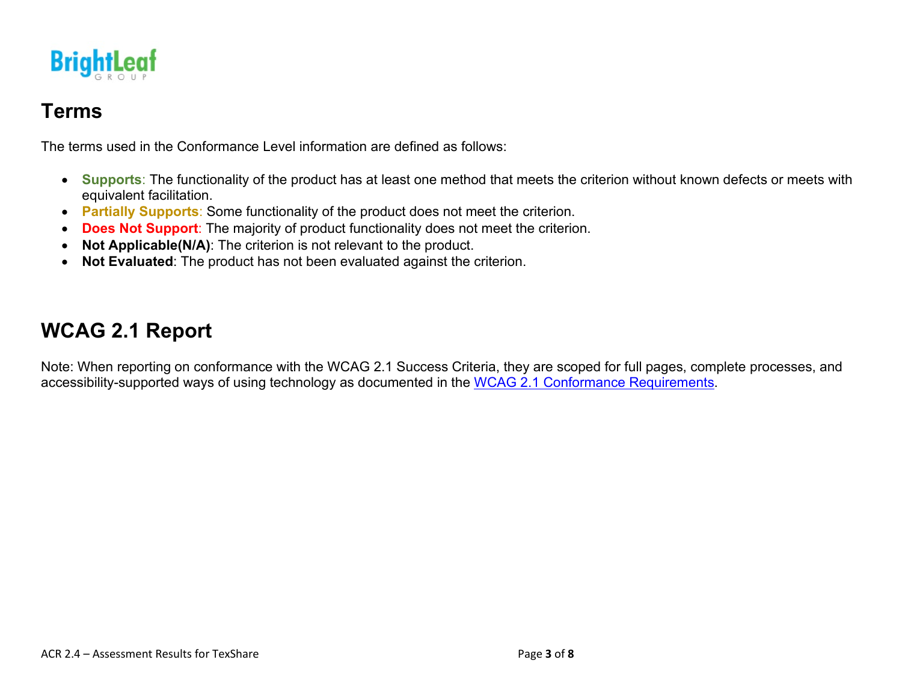## Terms

The terms used in the Conformance Level information are defined as follows:

- **Supports**: The functionality of the product has at least one method that meets the criterion without known defects or meets with equivalent facilitation.
- **Partially Supports**: Some functionality of the product does not meet the criterion.
- **Does Not Support**: The majority of product functionality does not meet the criterion.
- **Not Applicable(N/A)**: The criterion is not relevant to the product.
- **Not Evaluated**: The product has not been evaluated against the criterion.

## WCAG 2.1 Report

Note: When reporting on conformance with the WCAG 2.1 Success Criteria, they are scoped for full pages, complete processes, and accessibility-supported ways of using technology as documented in the [WCAG 2.1 Conformance Requirements](WCAG 2.1 Conformance Requirements).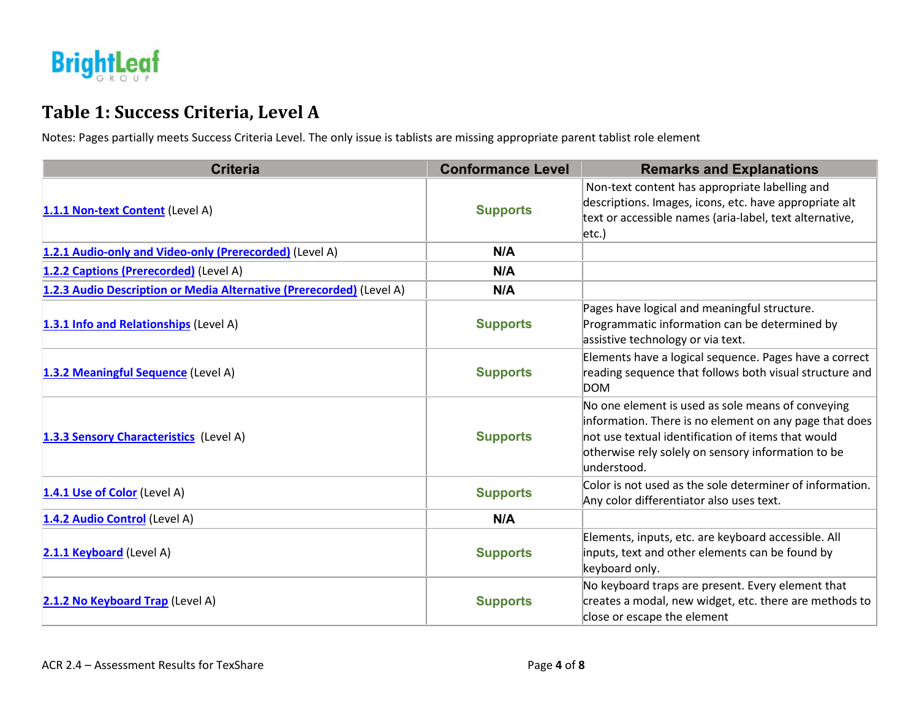BrightLeaf GROUP

# Table 1: Success Criteria, Level A

Notes: Pages partially meets Success Criteria Level. The only issue is tablists are missing appropriate parent tablist role element

| Criteria | Conformance Level | Remarks and Explanations |
|---|---|---|
| 1.1.1 Non-text Content (Level A) | Supports | Non-text content has appropriate labelling and descriptions. Images, icons, etc. have appropriate alt text or accessible names (aria-label, text alternative, etc.) |
| 1.2.1 Audio-only and Video-only (Prerecorded) (Level A) | N/A | |
| 1.2.2 Captions (Prerecorded) (Level A) | N/A | |
| 1.2.3 Audio Description or Media Alternative (Prerecorded) (Level A) | N/A | |
| 1.3.1 Info and Relationships (Level A) | Supports | Pages have logical and meaningful structure. Programmatic information can be determined by assistive technology or via text. |
| 1.3.2 Meaningful Sequence (Level A) | Supports | Elements have a logical sequence. Pages have a correct reading sequence that follows both visual structure and DOM |
| 1.3.3 Sensory Characteristics (Level A) | Supports | No one element is used as sole means of conveying information. There is no element on any page that does not use textual identification of items that would otherwise rely solely on sensory information to be understood. |
| 1.4.1 Use of Color (Level A) | Supports | Color is not used as the sole determiner of information. Any color differentiator also uses text. |
| 1.4.2 Audio Control (Level A) | N/A | |
| 2.1.1 Keyboard (Level A) | Supports | Elements, inputs, etc. are keyboard accessible. All inputs, text and other elements can be found by keyboard only. |
| 2.1.2 No Keyboard Trap (Level A) | Supports | No keyboard traps are present. Every element that creates a modal, new widget, etc. there are methods to close or escape the element |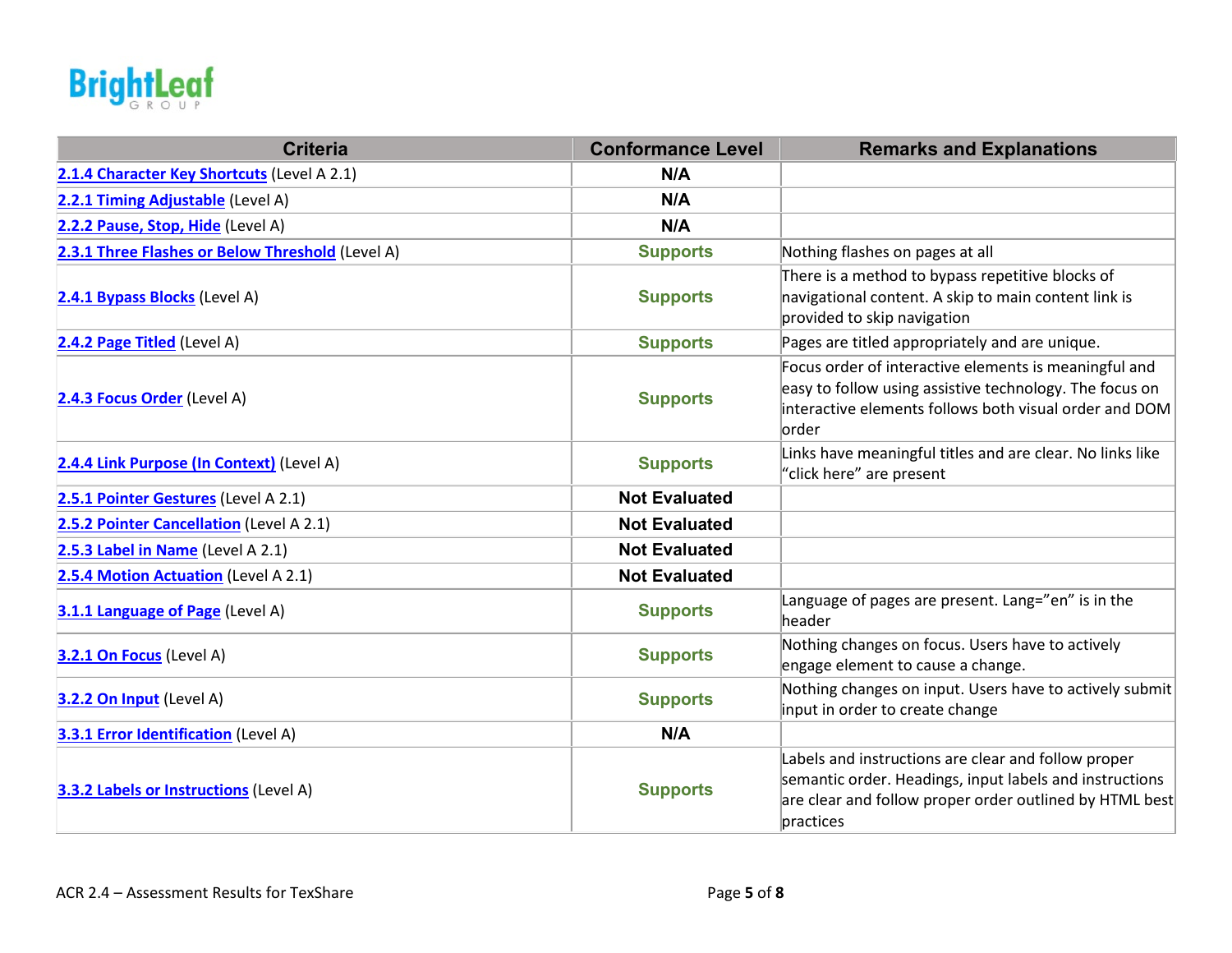| Criteria | Conformance Level | Remarks and Explanations |
|---|---|---|
| 2.1.4 Character Key Shortcuts (Level A 2.1) | N/A | |
| 2.2.1 Timing Adjustable (Level A) | N/A | |
| 2.2.2 Pause, Stop, Hide (Level A) | N/A | |
| 2.3.1 Three Flashes or Below Threshold (Level A) | Supports | Nothing flashes on pages at all |
| 2.4.1 Bypass Blocks (Level A) | Supports | There is a method to bypass repetitive blocks of navigational content. A skip to main content link is provided to skip navigation |
| 2.4.2 Page Titled (Level A) | Supports | Pages are titled appropriately and are unique. |
| 2.4.3 Focus Order (Level A) | Supports | Focus order of interactive elements is meaningful and easy to follow using assistive technology. The focus on interactive elements follows both visual order and DOM order |
| 2.4.4 Link Purpose (In Context) (Level A) | Supports | Links have meaningful titles and are clear. No links like "click here" are present |
| 2.5.1 Pointer Gestures (Level A 2.1) | Not Evaluated | |
| 2.5.2 Pointer Cancellation (Level A 2.1) | Not Evaluated | |
| 2.5.3 Label in Name (Level A 2.1) | Not Evaluated | |
| 2.5.4 Motion Actuation (Level A 2.1) | Not Evaluated | |
| 3.1.1 Language of Page (Level A) | Supports | Language of pages are present. Lang="en" is in the header |
| 3.2.1 On Focus (Level A) | Supports | Nothing changes on focus. Users have to actively engage element to cause a change. |
| 3.2.2 On Input (Level A) | Supports | Nothing changes on input. Users have to actively submit input in order to create change |
| 3.3.1 Error Identification (Level A) | N/A | |
| 3.3.2 Labels or Instructions (Level A) | Supports | Labels and instructions are clear and follow proper semantic order. Headings, input labels and instructions are clear and follow proper order outlined by HTML best practices |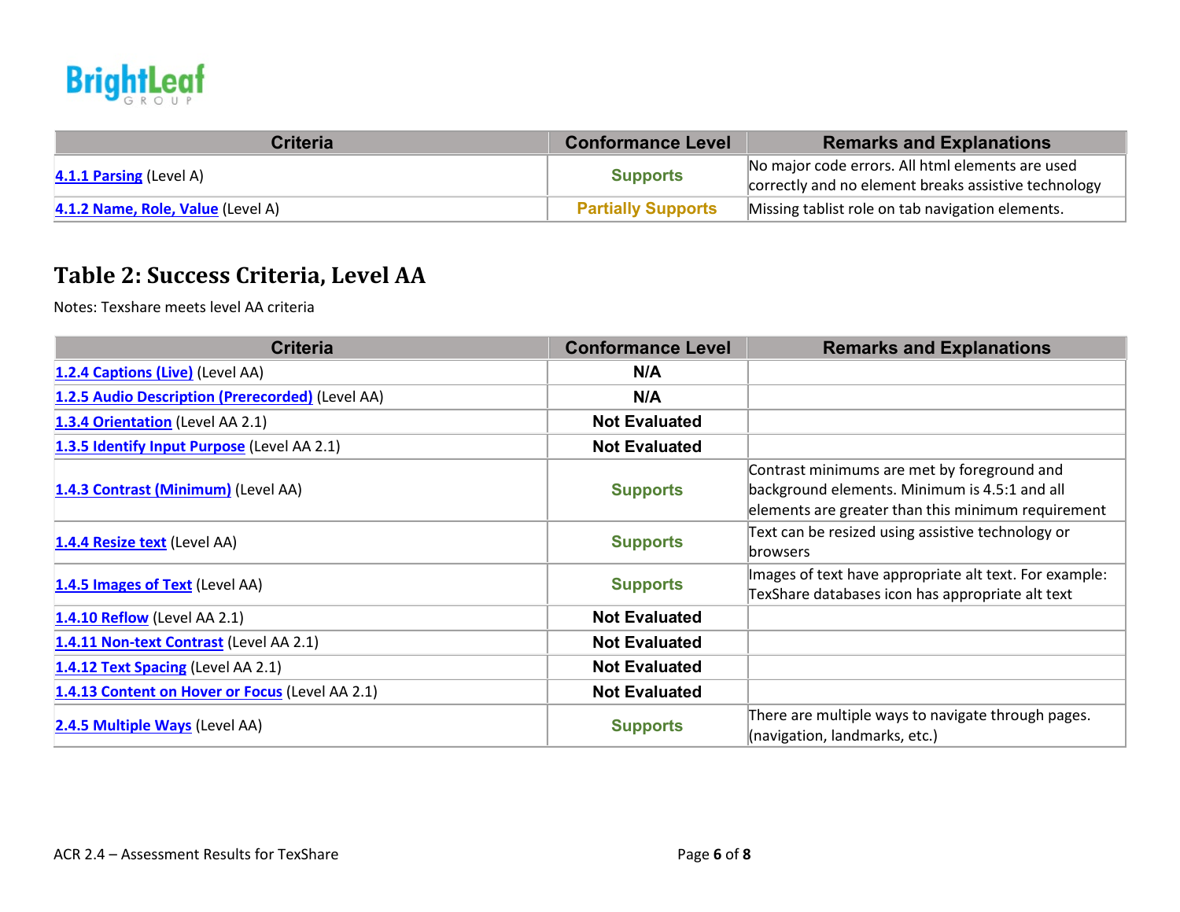| Criteria | Conformance Level | Remarks and Explanations |
|---|---|---|
| [4.1.1 Parsing](#) (Level A) | Supports | No major code errors. All html elements are used correctly and no element breaks assistive technology |
| [4.1.2 Name, Role, Value](#) (Level A) | Partially Supports | Missing tablist role on tab navigation elements. |

## Table 2: Success Criteria, Level AA

Notes: Texshare meets level AA criteria

| Criteria | Conformance Level | Remarks and Explanations |
|---|---|---|
| [1.2.4 Captions (Live)](#) (Level AA) | N/A | |
| [1.2.5 Audio Description (Prerecorded)](#) (Level AA) | N/A | |
| [1.3.4 Orientation](#) (Level AA 2.1) | Not Evaluated | |
| [1.3.5 Identify Input Purpose](#) (Level AA 2.1) | Not Evaluated | |
| [1.4.3 Contrast (Minimum)](#) (Level AA) | Supports | Contrast minimums are met by foreground and background elements. Minimum is 4.5:1 and all elements are greater than this minimum requirement |
| [1.4.4 Resize text](#) (Level AA) | Supports | Text can be resized using assistive technology or browsers |
| [1.4.5 Images of Text](#) (Level AA) | Supports | Images of text have appropriate alt text. For example: TexShare databases icon has appropriate alt text |
| [1.4.10 Reflow](#) (Level AA 2.1) | Not Evaluated | |
| [1.4.11 Non-text Contrast](#) (Level AA 2.1) | Not Evaluated | |
| [1.4.12 Text Spacing](#) (Level AA 2.1) | Not Evaluated | |
| [1.4.13 Content on Hover or Focus](#) (Level AA 2.1) | Not Evaluated | |
| [2.4.5 Multiple Ways](#) (Level AA) | Supports | There are multiple ways to navigate through pages. (navigation, landmarks, etc.) |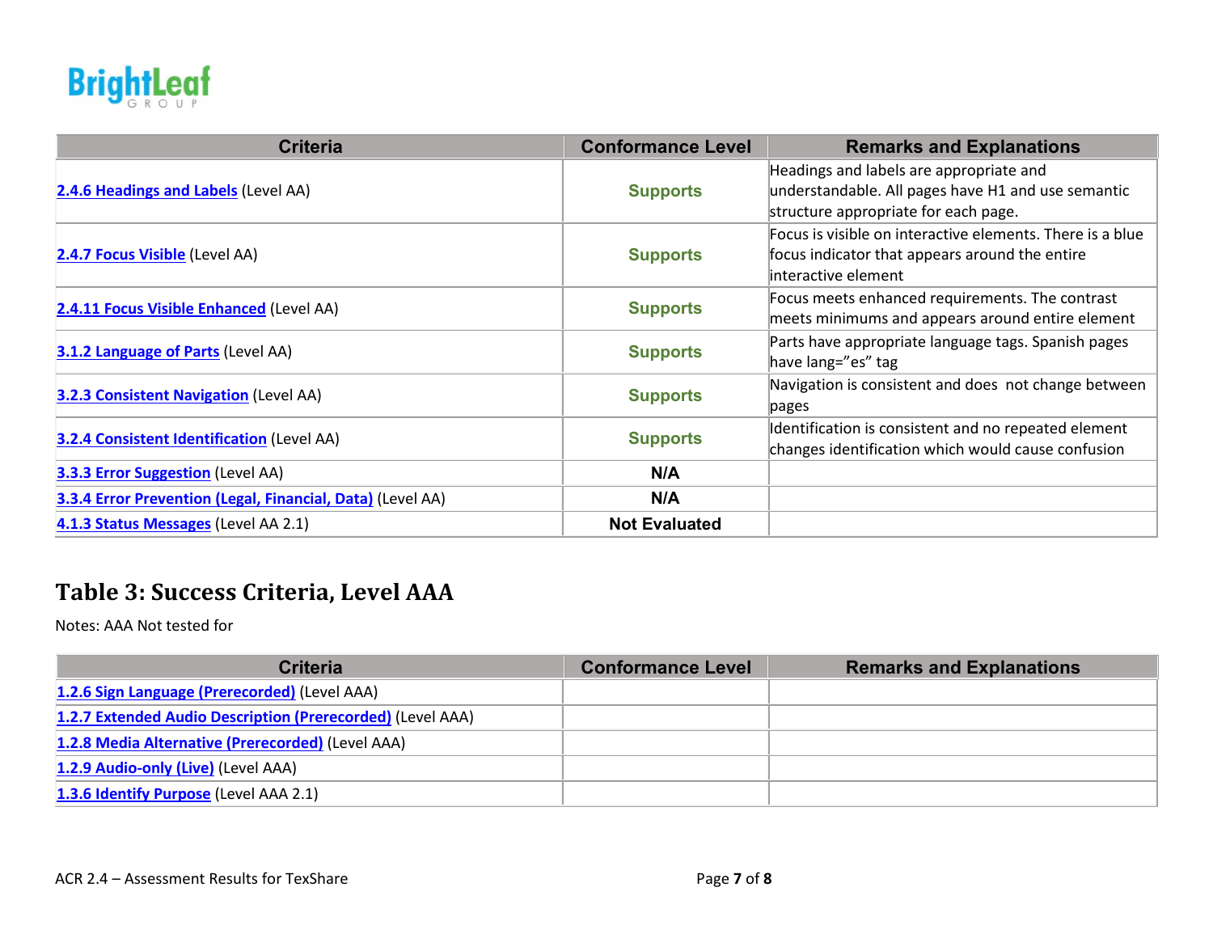| Criteria | Conformance Level | Remarks and Explanations |
| --- | --- | --- |
| 2.4.6 Headings and Labels (Level AA) | Supports | Headings and labels are appropriate and understandable. All pages have H1 and use semantic structure appropriate for each page. |
| 2.4.7 Focus Visible (Level AA) | Supports | Focus is visible on interactive elements. There is a blue focus indicator that appears around the entire interactive element |
| 2.4.11 Focus Visible Enhanced (Level AA) | Supports | Focus meets enhanced requirements. The contrast meets minimums and appears around entire element |
| 3.1.2 Language of Parts (Level AA) | Supports | Parts have appropriate language tags. Spanish pages have lang="es" tag |
| 3.2.3 Consistent Navigation (Level AA) | Supports | Navigation is consistent and does not change between pages |
| 3.2.4 Consistent Identification (Level AA) | Supports | Identification is consistent and no repeated element changes identification which would cause confusion |
| 3.3.3 Error Suggestion (Level AA) | N/A | |
| 3.3.4 Error Prevention (Legal, Financial, Data) (Level AA) | N/A | |
| 4.1.3 Status Messages (Level AA 2.1) | Not Evaluated | |

## Table 3: Success Criteria, Level AAA

Notes: AAA Not tested for

| Criteria | Conformance Level | Remarks and Explanations |
| --- | --- | --- |
| 1.2.6 Sign Language (Prerecorded) (Level AAA) | | |
| 1.2.7 Extended Audio Description (Prerecorded) (Level AAA) | | |
| 1.2.8 Media Alternative (Prerecorded) (Level AAA) | | |
| 1.2.9 Audio-only (Live) (Level AAA) | | |
| 1.3.6 Identify Purpose (Level AAA 2.1) | | |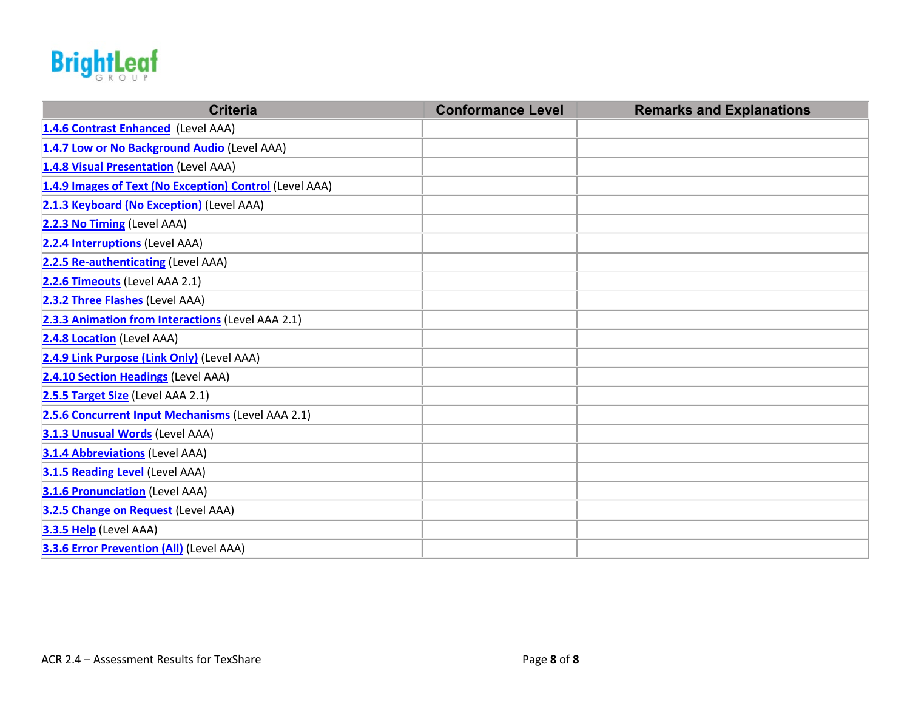| Criteria | Conformance Level | Remarks and Explanations |
|---|---|---|
| 1.4.6 Contrast Enhanced (Level AAA) | | |
| 1.4.7 Low or No Background Audio (Level AAA) | | |
| 1.4.8 Visual Presentation (Level AAA) | | |
| 1.4.9 Images of Text (No Exception) Control (Level AAA) | | |
| 2.1.3 Keyboard (No Exception) (Level AAA) | | |
| 2.2.3 No Timing (Level AAA) | | |
| 2.2.4 Interruptions (Level AAA) | | |
| 2.2.5 Re-authenticating (Level AAA) | | |
| 2.2.6 Timeouts (Level AAA 2.1) | | |
| 2.3.2 Three Flashes (Level AAA) | | |
| 2.3.3 Animation from Interactions (Level AAA 2.1) | | |
| 2.4.8 Location (Level AAA) | | |
| 2.4.9 Link Purpose (Link Only) (Level AAA) | | |
| 2.4.10 Section Headings (Level AAA) | | |
| 2.5.5 Target Size (Level AAA 2.1) | | |
| 2.5.6 Concurrent Input Mechanisms (Level AAA 2.1) | | |
| 3.1.3 Unusual Words (Level AAA) | | |
| 3.1.4 Abbreviations (Level AAA) | | |
| 3.1.5 Reading Level (Level AAA) | | |
| 3.1.6 Pronunciation (Level AAA) | | |
| 3.2.5 Change on Request (Level AAA) | | |
| 3.3.5 Help (Level AAA) | | |
| 3.3.6 Error Prevention (All) (Level AAA) | | |